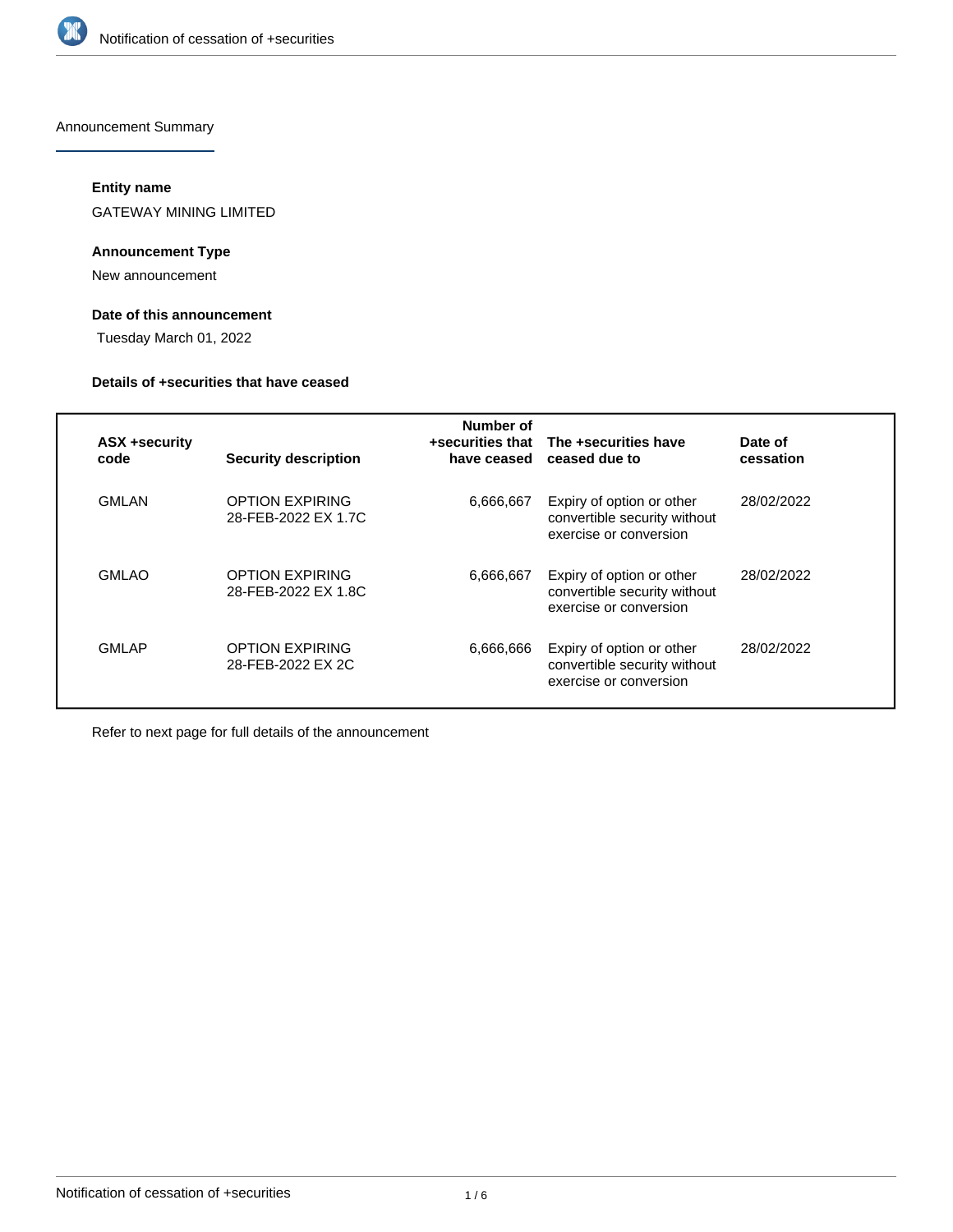Announcement Summary

### Entity name

GATEWAY MINING LIMITED

### Announcement Type

New announcement

### Date of this announcement

Tuesday March 01, 2022

### Details of +securities that have ceased

| ASX +security code | Security description | Number of +securities that have ceased | The +securities have ceased due to | Date of cessation |
|---|---|---|---|---|
| GMLAN | OPTION EXPIRING 28-FEB-2022 EX 1.7C | 6,666,667 | Expiry of option or other convertible security without exercise or conversion | 28/02/2022 |
| GMLAO | OPTION EXPIRING 28-FEB-2022 EX 1.8C | 6,666,667 | Expiry of option or other convertible security without exercise or conversion | 28/02/2022 |
| GMLAP | OPTION EXPIRING 28-FEB-2022 EX 2C | 6,666,666 | Expiry of option or other convertible security without exercise or conversion | 28/02/2022 |

Refer to next page for full details of the announcement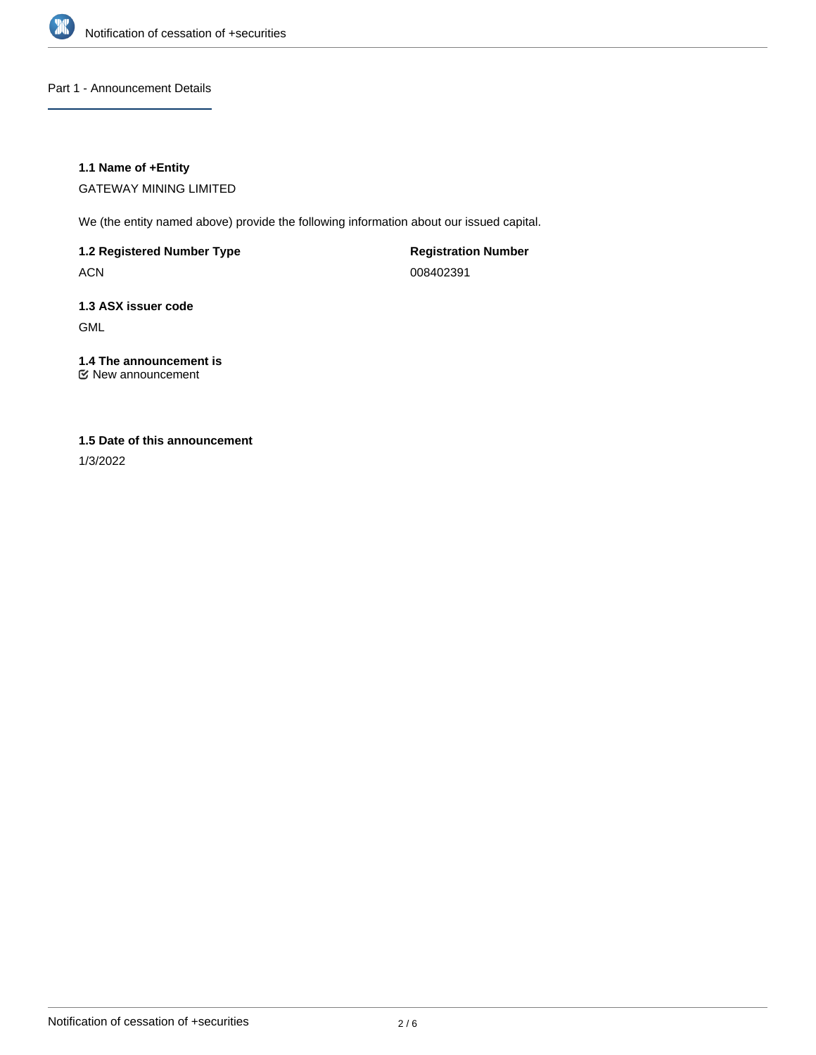Part 1 - Announcement Details

**1.1 Name of +Entity**

GATEWAY MINING LIMITED

We (the entity named above) provide the following information about our issued capital.

**1.2 Registered Number Type**

ACN

**Registration Number**

008402391

**1.3 ASX issuer code**

GML

**1.4 The announcement is**

☑ New announcement

**1.5 Date of this announcement**

1/3/2022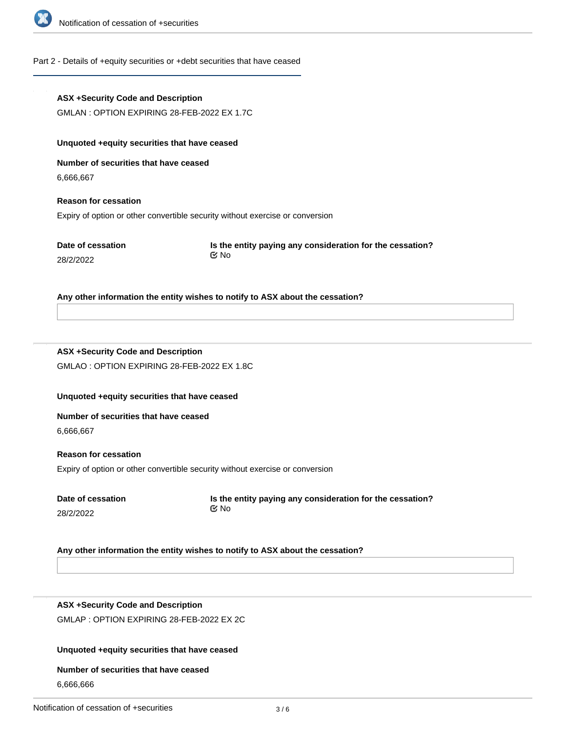## Part 2 - Details of +equity securities or +debt securities that have ceased

**ASX +Security Code and Description**

GMLAN : OPTION EXPIRING 28-FEB-2022 EX 1.7C

**Unquoted +equity securities that have ceased**

**Number of securities that have ceased**

6,666,667

**Reason for cessation**

Expiry of option or other convertible security without exercise or conversion

**Date of cessation**

28/2/2022

**Is the entity paying any consideration for the cessation?**

No

**Any other information the entity wishes to notify to ASX about the cessation?**

---

**ASX +Security Code and Description**

GMLAO : OPTION EXPIRING 28-FEB-2022 EX 1.8C

**Unquoted +equity securities that have ceased**

**Number of securities that have ceased**

6,666,667

**Reason for cessation**

Expiry of option or other convertible security without exercise or conversion

**Date of cessation**

28/2/2022

**Is the entity paying any consideration for the cessation?**

No

**Any other information the entity wishes to notify to ASX about the cessation?**

---

**ASX +Security Code and Description**

GMLAP : OPTION EXPIRING 28-FEB-2022 EX 2C

**Unquoted +equity securities that have ceased**

**Number of securities that have ceased**

6,666,666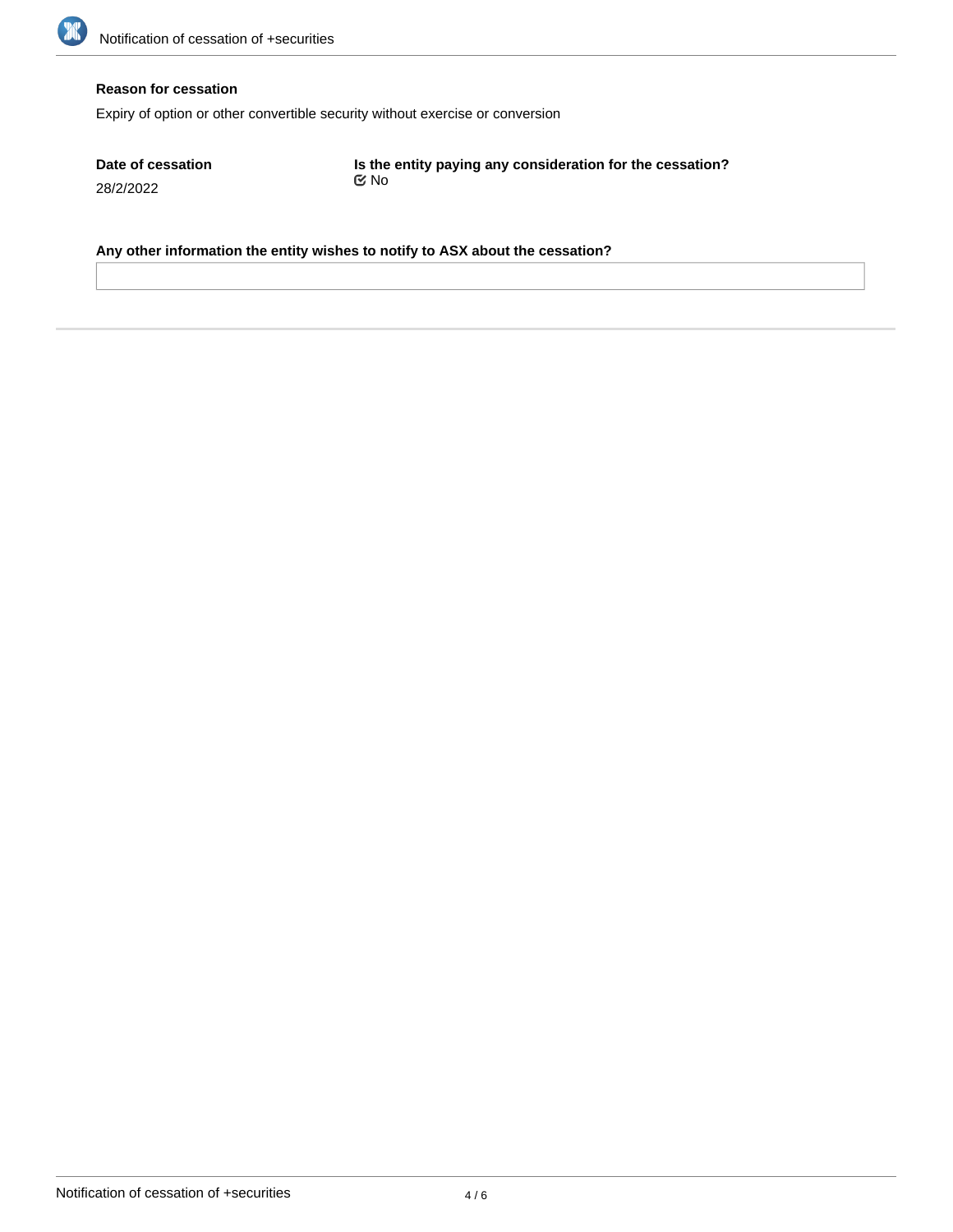**Reason for cessation**

Expiry of option or other convertible security without exercise or conversion

**Date of cessation**

28/2/2022

**Is the entity paying any consideration for the cessation?**

☑ No

**Any other information the entity wishes to notify to ASX about the cessation?**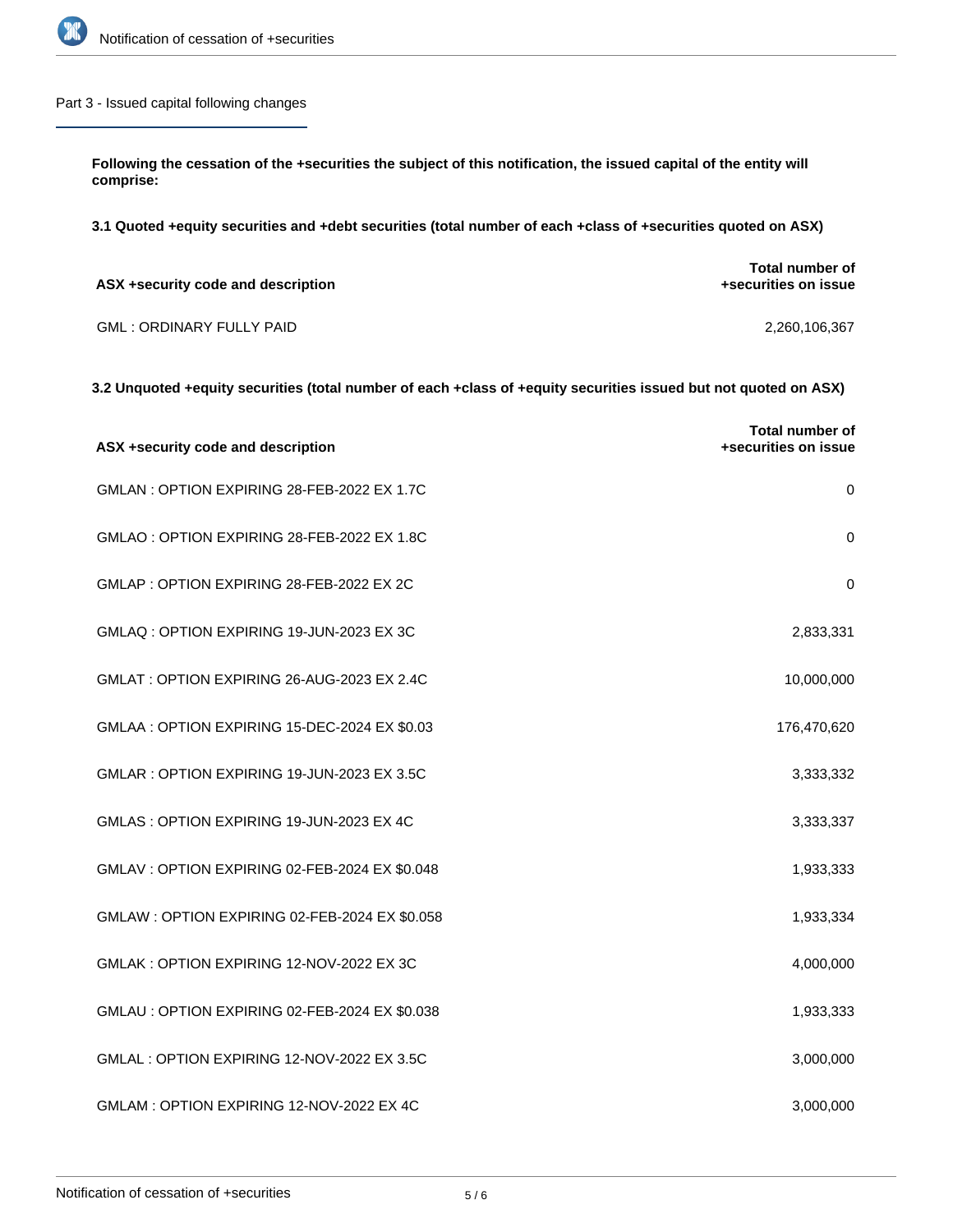## Part 3 - Issued capital following changes

**Following the cessation of the +securities the subject of this notification, the issued capital of the entity will comprise:**

**3.1 Quoted +equity securities and +debt securities (total number of each +class of +securities quoted on ASX)**

| ASX +security code and description | Total number of +securities on issue |
|---|---|
| GML : ORDINARY FULLY PAID | 2,260,106,367 |

**3.2 Unquoted +equity securities (total number of each +class of +equity securities issued but not quoted on ASX)**

| ASX +security code and description | Total number of +securities on issue |
|---|---|
| GMLAN : OPTION EXPIRING 28-FEB-2022 EX 1.7C | 0 |
| GMLAO : OPTION EXPIRING 28-FEB-2022 EX 1.8C | 0 |
| GMLAP : OPTION EXPIRING 28-FEB-2022 EX 2C | 0 |
| GMLAQ : OPTION EXPIRING 19-JUN-2023 EX 3C | 2,833,331 |
| GMLAT : OPTION EXPIRING 26-AUG-2023 EX 2.4C | 10,000,000 |
| GMLAA : OPTION EXPIRING 15-DEC-2024 EX $0.03 | 176,470,620 |
| GMLAR : OPTION EXPIRING 19-JUN-2023 EX 3.5C | 3,333,332 |
| GMLAS : OPTION EXPIRING 19-JUN-2023 EX 4C | 3,333,337 |
| GMLAV : OPTION EXPIRING 02-FEB-2024 EX $0.048 | 1,933,333 |
| GMLAW : OPTION EXPIRING 02-FEB-2024 EX $0.058 | 1,933,334 |
| GMLAK : OPTION EXPIRING 12-NOV-2022 EX 3C | 4,000,000 |
| GMLAU : OPTION EXPIRING 02-FEB-2024 EX $0.038 | 1,933,333 |
| GMLAL : OPTION EXPIRING 12-NOV-2022 EX 3.5C | 3,000,000 |
| GMLAM : OPTION EXPIRING 12-NOV-2022 EX 4C | 3,000,000 |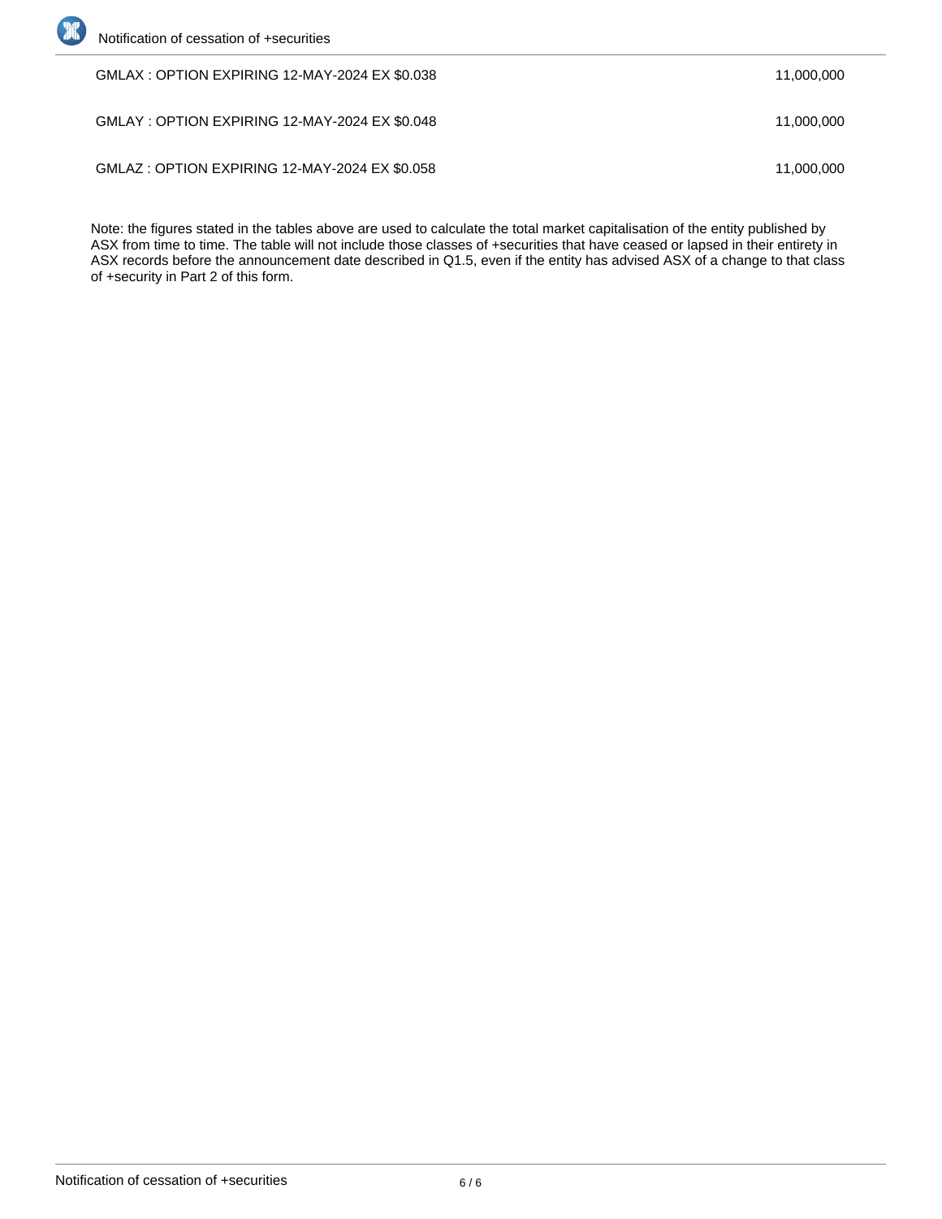| | |
|---|---|
| GMLAX : OPTION EXPIRING 12-MAY-2024 EX $0.038 | 11,000,000 |
| GMLAY : OPTION EXPIRING 12-MAY-2024 EX $0.048 | 11,000,000 |
| GMLAZ : OPTION EXPIRING 12-MAY-2024 EX $0.058 | 11,000,000 |

Note: the figures stated in the tables above are used to calculate the total market capitalisation of the entity published by ASX from time to time. The table will not include those classes of +securities that have ceased or lapsed in their entirety in ASX records before the announcement date described in Q1.5, even if the entity has advised ASX of a change to that class of +security in Part 2 of this form.